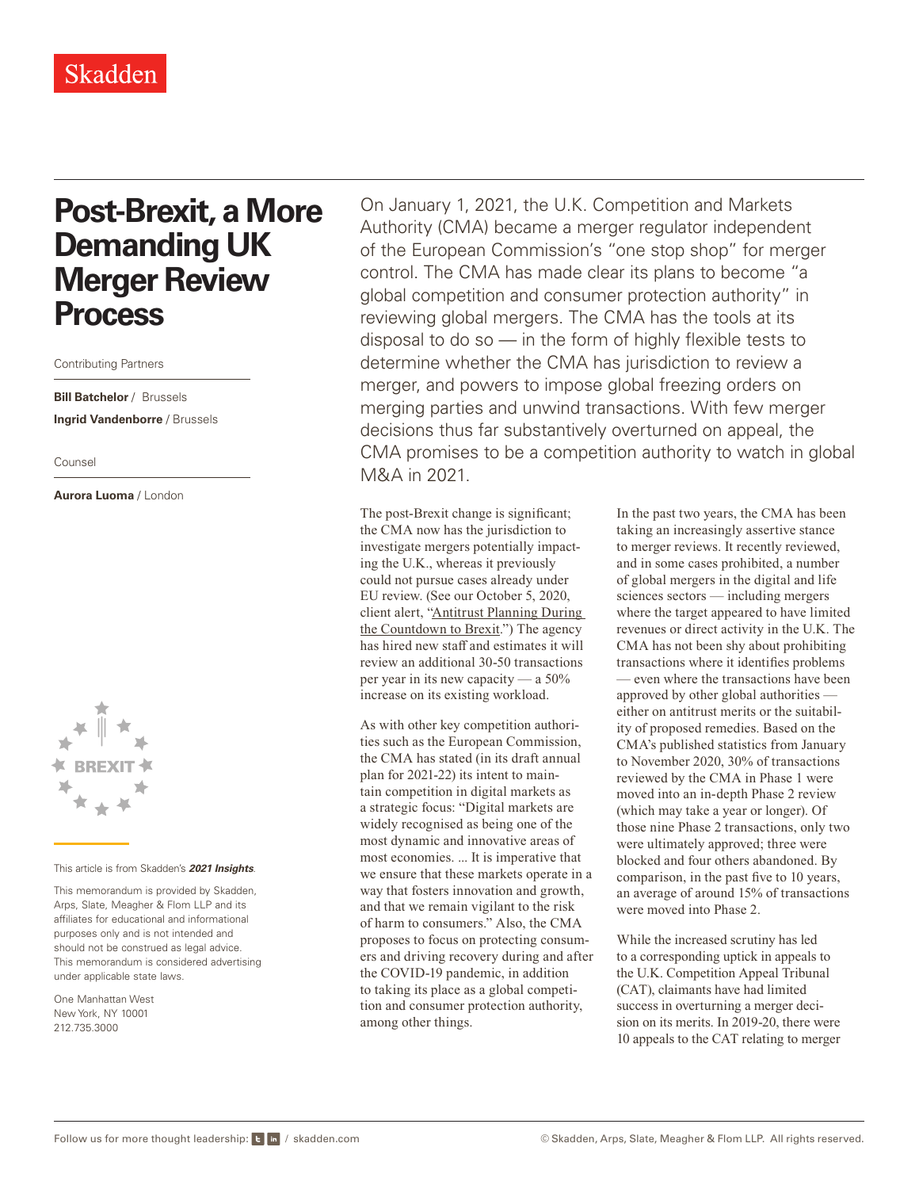# Post-Brexit, a More Demanding UK Merger Review Process

Contributing Partners

**Bill Batchelor** / Brussels
**Ingrid Vandenborre** / Brussels

Counsel

**Aurora Luoma** / London

This article is from Skadden's ***2021 Insights***.

This memorandum is provided by Skadden, Arps, Slate, Meagher & Flom LLP and its affiliates for educational and informational purposes only and is not intended and should not be construed as legal advice. This memorandum is considered advertising under applicable state laws.

One Manhattan West
New York, NY 10001
212.735.3000

On January 1, 2021, the U.K. Competition and Markets Authority (CMA) became a merger regulator independent of the European Commission's "one stop shop" for merger control. The CMA has made clear its plans to become "a global competition and consumer protection authority" in reviewing global mergers. The CMA has the tools at its disposal to do so — in the form of highly flexible tests to determine whether the CMA has jurisdiction to review a merger, and powers to impose global freezing orders on merging parties and unwind transactions. With few merger decisions thus far substantively overturned on appeal, the CMA promises to be a competition authority to watch in global M&A in 2021.

The post-Brexit change is significant; the CMA now has the jurisdiction to investigate mergers potentially impacting the U.K., whereas it previously could not pursue cases already under EU review. (See our October 5, 2020, client alert, "Antitrust Planning During the Countdown to Brexit.") The agency has hired new staff and estimates it will review an additional 30-50 transactions per year in its new capacity — a 50% increase on its existing workload.

As with other key competition authorities such as the European Commission, the CMA has stated (in its draft annual plan for 2021-22) its intent to maintain competition in digital markets as a strategic focus: "Digital markets are widely recognised as being one of the most dynamic and innovative areas of most economies. ... It is imperative that we ensure that these markets operate in a way that fosters innovation and growth, and that we remain vigilant to the risk of harm to consumers." Also, the CMA proposes to focus on protecting consumers and driving recovery during and after the COVID-19 pandemic, in addition to taking its place as a global competition and consumer protection authority, among other things.

In the past two years, the CMA has been taking an increasingly assertive stance to merger reviews. It recently reviewed, and in some cases prohibited, a number of global mergers in the digital and life sciences sectors — including mergers where the target appeared to have limited revenues or direct activity in the U.K. The CMA has not been shy about prohibiting transactions where it identifies problems — even where the transactions have been approved by other global authorities — either on antitrust merits or the suitability of proposed remedies. Based on the CMA's published statistics from January to November 2020, 30% of transactions reviewed by the CMA in Phase 1 were moved into an in-depth Phase 2 review (which may take a year or longer). Of those nine Phase 2 transactions, only two were ultimately approved; three were blocked and four others abandoned. By comparison, in the past five to 10 years, an average of around 15% of transactions were moved into Phase 2.

While the increased scrutiny has led to a corresponding uptick in appeals to the U.K. Competition Appeal Tribunal (CAT), claimants have had limited success in overturning a merger decision on its merits. In 2019-20, there were 10 appeals to the CAT relating to merger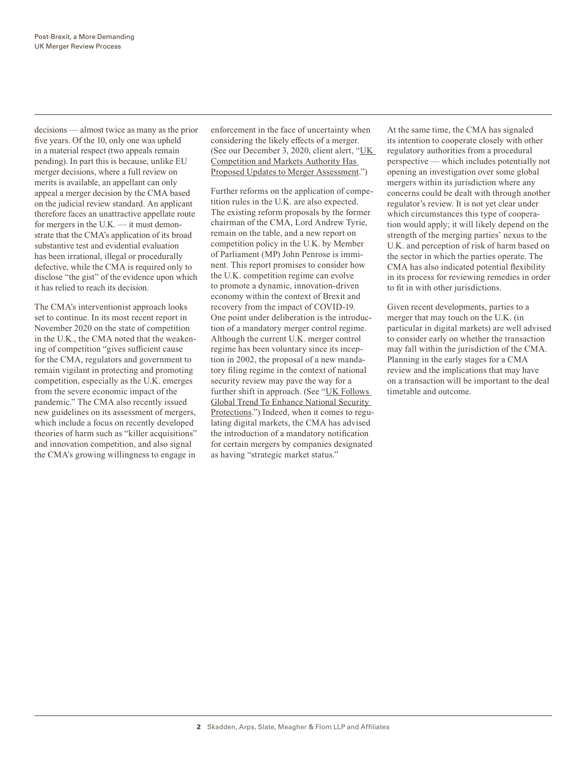decisions — almost twice as many as the prior five years. Of the 10, only one was upheld in a material respect (two appeals remain pending). In part this is because, unlike EU merger decisions, where a full review on merits is available, an appellant can only appeal a merger decision by the CMA based on the judicial review standard. An applicant therefore faces an unattractive appellate route for mergers in the U.K. — it must demonstrate that the CMA's application of its broad substantive test and evidential evaluation has been irrational, illegal or procedurally defective, while the CMA is required only to disclose "the gist" of the evidence upon which it has relied to reach its decision.

The CMA's interventionist approach looks set to continue. In its most recent report in November 2020 on the state of competition in the U.K., the CMA noted that the weakening of competition "gives sufficient cause for the CMA, regulators and government to remain vigilant in protecting and promoting competition, especially as the U.K. emerges from the severe economic impact of the pandemic." The CMA also recently issued new guidelines on its assessment of mergers, which include a focus on recently developed theories of harm such as "killer acquisitions" and innovation competition, and also signal the CMA's growing willingness to engage in enforcement in the face of uncertainty when considering the likely effects of a merger. (See our December 3, 2020, client alert, "UK Competition and Markets Authority Has Proposed Updates to Merger Assessment.")

Further reforms on the application of competition rules in the U.K. are also expected. The existing reform proposals by the former chairman of the CMA, Lord Andrew Tyrie, remain on the table, and a new report on competition policy in the U.K. by Member of Parliament (MP) John Penrose is imminent. This report promises to consider how the U.K. competition regime can evolve to promote a dynamic, innovation-driven economy within the context of Brexit and recovery from the impact of COVID-19. One point under deliberation is the introduction of a mandatory merger control regime. Although the current U.K. merger control regime has been voluntary since its inception in 2002, the proposal of a new mandatory filing regime in the context of national security review may pave the way for a further shift in approach. (See "UK Follows Global Trend To Enhance National Security Protections.") Indeed, when it comes to regulating digital markets, the CMA has advised the introduction of a mandatory notification for certain mergers by companies designated as having "strategic market status."

At the same time, the CMA has signaled its intention to cooperate closely with other regulatory authorities from a procedural perspective — which includes potentially not opening an investigation over some global mergers within its jurisdiction where any concerns could be dealt with through another regulator's review. It is not yet clear under which circumstances this type of cooperation would apply; it will likely depend on the strength of the merging parties' nexus to the U.K. and perception of risk of harm based on the sector in which the parties operate. The CMA has also indicated potential flexibility in its process for reviewing remedies in order to fit in with other jurisdictions.

Given recent developments, parties to a merger that may touch on the U.K. (in particular in digital markets) are well advised to consider early on whether the transaction may fall within the jurisdiction of the CMA. Planning in the early stages for a CMA review and the implications that may have on a transaction will be important to the deal timetable and outcome.